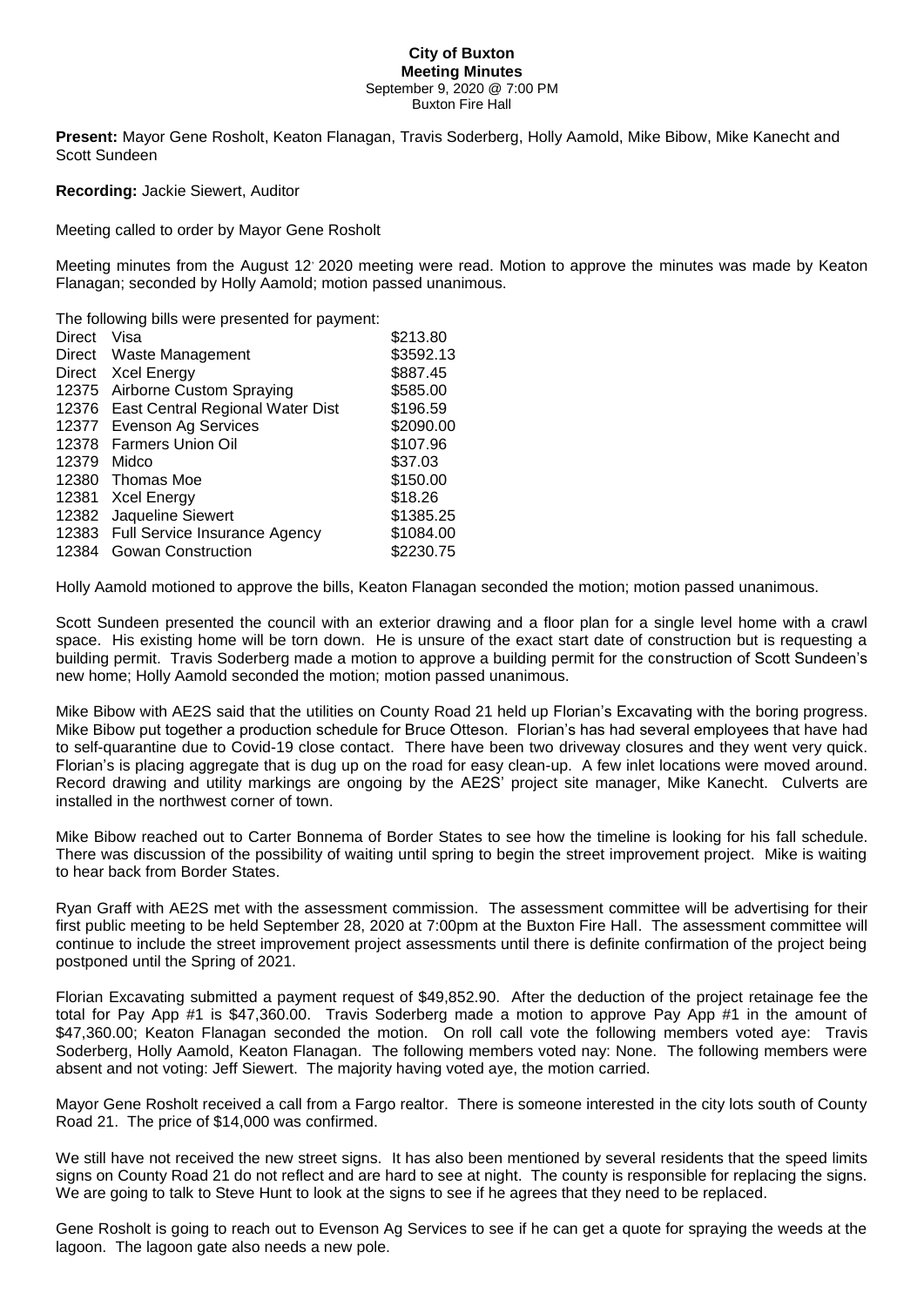# City of Buxton

## Meeting Minutes

September 9, 2020 @ 7:00 PM
Buxton Fire Hall

**Present:** Mayor Gene Rosholt, Keaton Flanagan, Travis Soderberg, Holly Aamold, Mike Bibow, Mike Kanecht and Scott Sundeen

**Recording:** Jackie Siewert, Auditor

Meeting called to order by Mayor Gene Rosholt

Meeting minutes from the August 12, 2020 meeting were read. Motion to approve the minutes was made by Keaton Flanagan; seconded by Holly Aamold; motion passed unanimous.

The following bills were presented for payment:

| | | |
|---|---|---|
| Direct | Visa | \$213.80 |
| Direct | Waste Management | \$3592.13 |
| Direct | Xcel Energy | \$887.45 |
| 12375 | Airborne Custom Spraying | \$585.00 |
| 12376 | East Central Regional Water Dist | \$196.59 |
| 12377 | Evenson Ag Services | \$2090.00 |
| 12378 | Farmers Union Oil | \$107.96 |
| 12379 | Midco | \$37.03 |
| 12380 | Thomas Moe | \$150.00 |
| 12381 | Xcel Energy | \$18.26 |
| 12382 | Jaqueline Siewert | \$1385.25 |
| 12383 | Full Service Insurance Agency | \$1084.00 |
| 12384 | Gowan Construction | \$2230.75 |

Holly Aamold motioned to approve the bills, Keaton Flanagan seconded the motion; motion passed unanimous.

Scott Sundeen presented the council with an exterior drawing and a floor plan for a single level home with a crawl space. His existing home will be torn down. He is unsure of the exact start date of construction but is requesting a building permit. Travis Soderberg made a motion to approve a building permit for the construction of Scott Sundeen's new home; Holly Aamold seconded the motion; motion passed unanimous.

Mike Bibow with AE2S said that the utilities on County Road 21 held up Florian's Excavating with the boring progress. Mike Bibow put together a production schedule for Bruce Otteson. Florian's has had several employees that have had to self-quarantine due to Covid-19 close contact. There have been two driveway closures and they went very quick. Florian's is placing aggregate that is dug up on the road for easy clean-up. A few inlet locations were moved around. Record drawing and utility markings are ongoing by the AE2S' project site manager, Mike Kanecht. Culverts are installed in the northwest corner of town.

Mike Bibow reached out to Carter Bonnema of Border States to see how the timeline is looking for his fall schedule. There was discussion of the possibility of waiting until spring to begin the street improvement project. Mike is waiting to hear back from Border States.

Ryan Graff with AE2S met with the assessment commission. The assessment committee will be advertising for their first public meeting to be held September 28, 2020 at 7:00pm at the Buxton Fire Hall. The assessment committee will continue to include the street improvement project assessments until there is definite confirmation of the project being postponed until the Spring of 2021.

Florian Excavating submitted a payment request of \$49,852.90. After the deduction of the project retainage fee the total for Pay App #1 is \$47,360.00. Travis Soderberg made a motion to approve Pay App #1 in the amount of \$47,360.00; Keaton Flanagan seconded the motion. On roll call vote the following members voted aye: Travis Soderberg, Holly Aamold, Keaton Flanagan. The following members voted nay: None. The following members were absent and not voting: Jeff Siewert. The majority having voted aye, the motion carried.

Mayor Gene Rosholt received a call from a Fargo realtor. There is someone interested in the city lots south of County Road 21. The price of \$14,000 was confirmed.

We still have not received the new street signs. It has also been mentioned by several residents that the speed limits signs on County Road 21 do not reflect and are hard to see at night. The county is responsible for replacing the signs. We are going to talk to Steve Hunt to look at the signs to see if he agrees that they need to be replaced.

Gene Rosholt is going to reach out to Evenson Ag Services to see if he can get a quote for spraying the weeds at the lagoon. The lagoon gate also needs a new pole.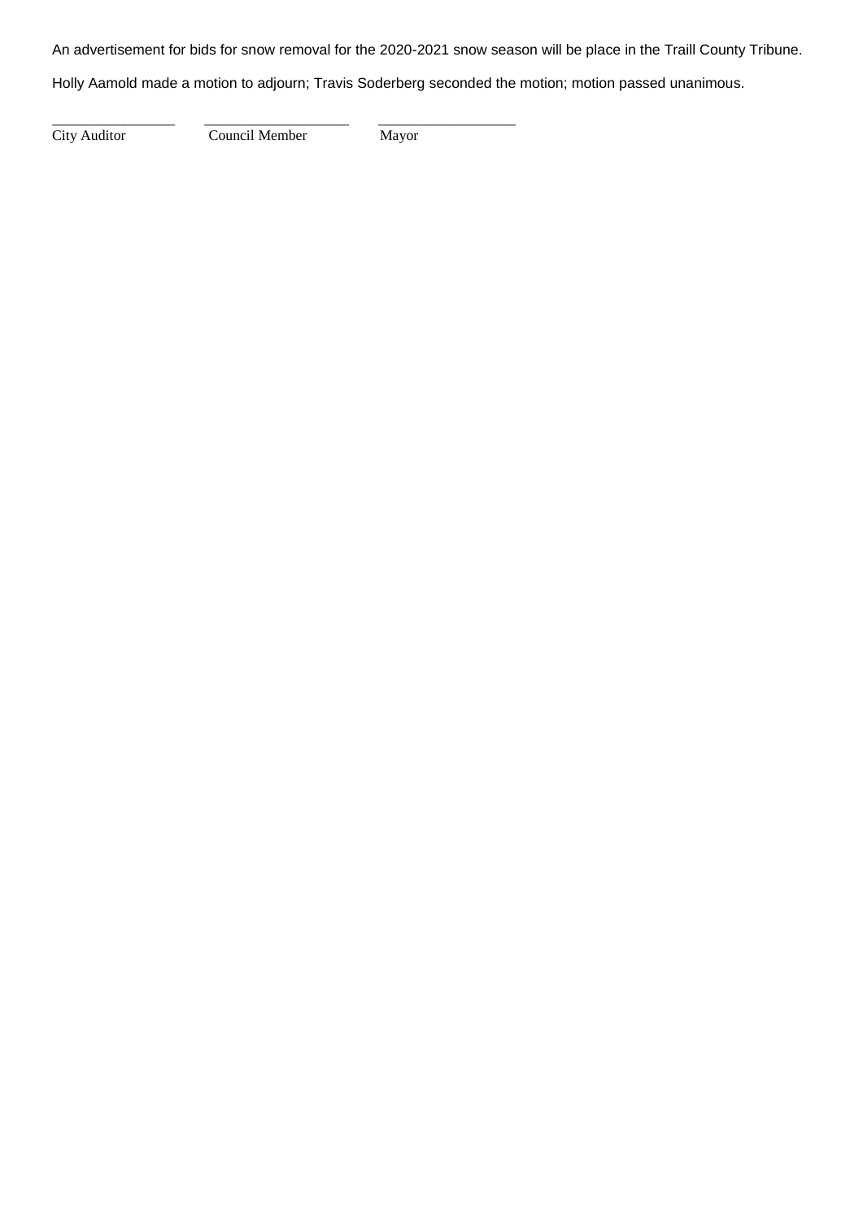An advertisement for bids for snow removal for the 2020-2021 snow season will be place in the Traill County Tribune.

Holly Aamold made a motion to adjourn; Travis Soderberg seconded the motion; motion passed unanimous.

| | | |
|---|---|---|
| _________________ | ____________________ | ___________________ |
| City Auditor | Council Member | Mayor |